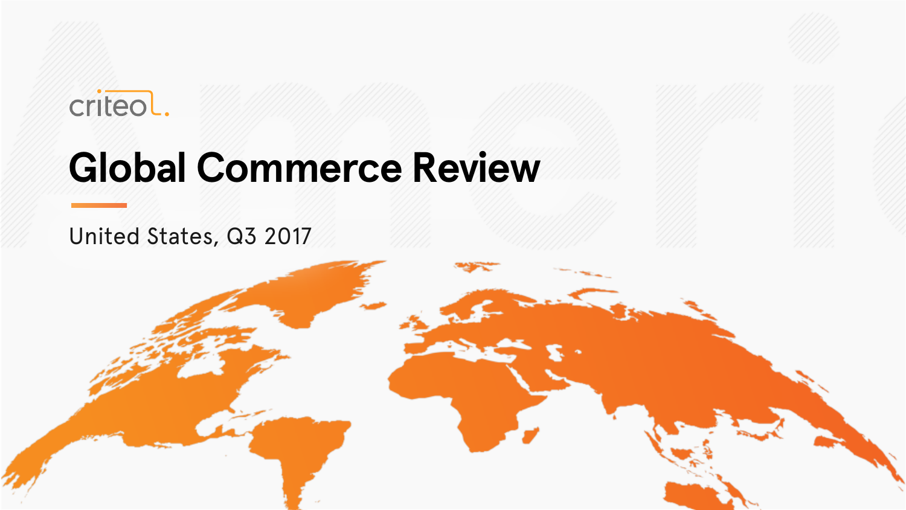criteo

# Global Commerce Review

United States, Q3 2017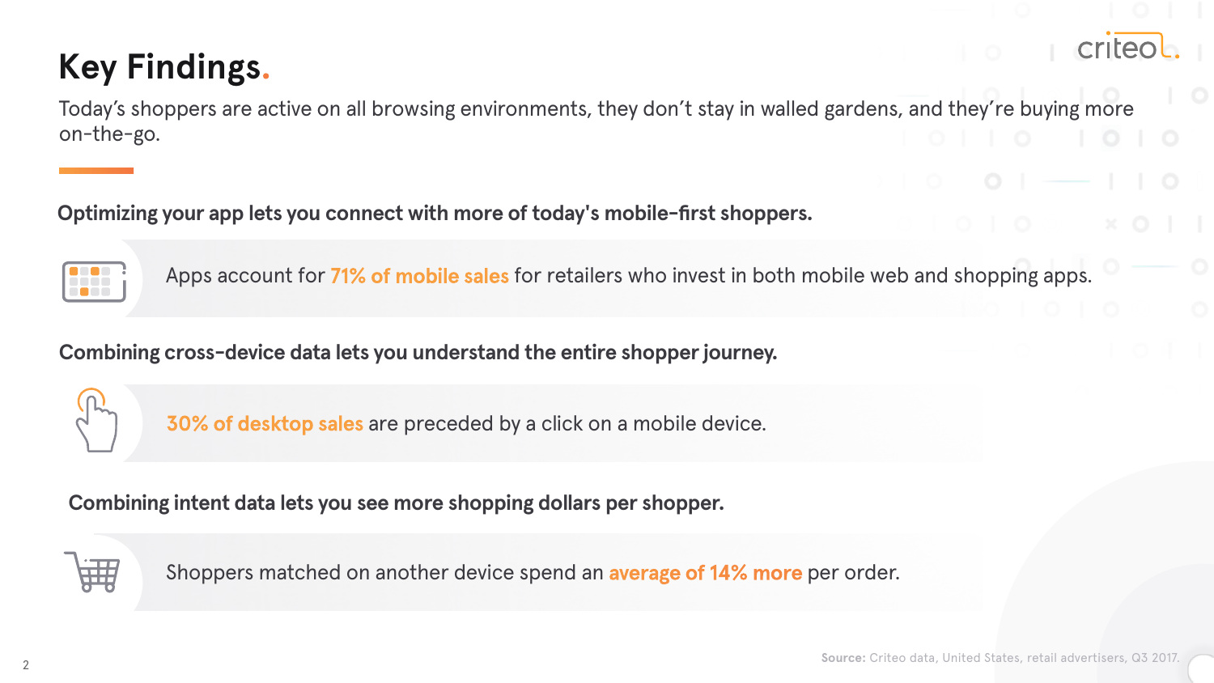# Key Findings.

Today's shoppers are active on all browsing environments, they don't stay in walled gardens, and they're buying more on-the-go.

### Optimizing your app lets you connect with more of today's mobile-first shoppers.

Apps account for **71% of mobile sales** for retailers who invest in both mobile web and shopping apps.

### Combining cross-device data lets you understand the entire shopper journey.

**30% of desktop sales** are preceded by a click on a mobile device.

### Combining intent data lets you see more shopping dollars per shopper.

Shoppers matched on another device spend an **average of 14% more** per order.

**Source:** Criteo data, United States, retail advertisers, Q3 2017.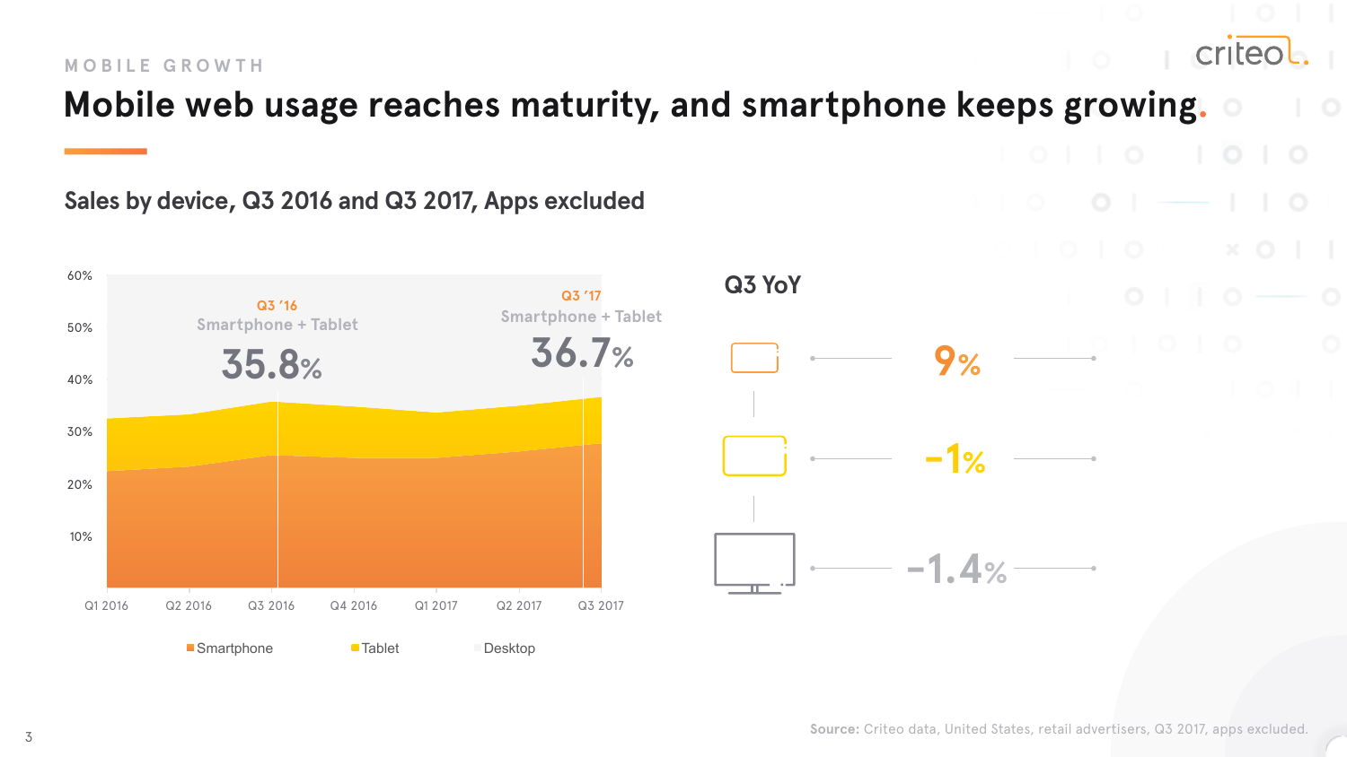MOBILE GROWTH

# Mobile web usage reaches maturity, and smartphone keeps growing.

## Sales by device, Q3 2016 and Q3 2017, Apps excluded

Q3 '16
Smartphone + Tablet
35.8%

Q3 '17
Smartphone + Tablet
36.7%

60%
50%
40%
30%
20%
10%

Q1 2016 | Q2 2016 | Q3 2016 | Q4 2016 | Q1 2017 | Q2 2017 | Q3 2017

Smartphone | Tablet | Desktop

### Q3 YoY

9%

-1%

-1.4%

**Source:** Criteo data, United States, retail advertisers, Q3 2017, apps excluded.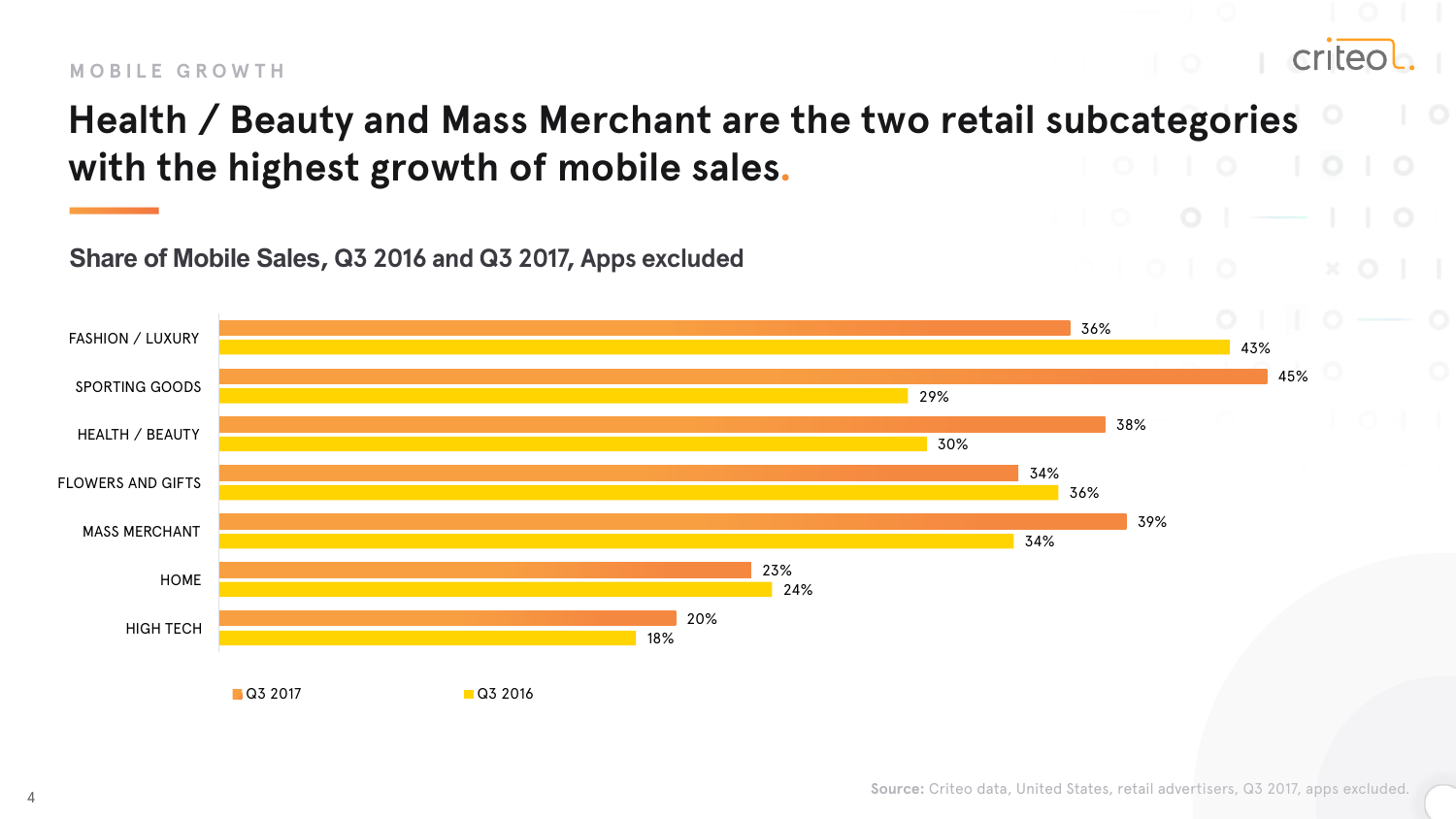MOBILE GROWTH

# Health / Beauty and Mass Merchant are the two retail subcategories with the highest growth of mobile sales.

## Share of Mobile Sales, Q3 2016 and Q3 2017, Apps excluded

| Category | Q3 2017 | Q3 2016 |
| --- | --- | --- |
| FASHION / LUXURY | 36% | 43% |
| SPORTING GOODS | 45% | 29% |
| HEALTH / BEAUTY | 38% | 30% |
| FLOWERS AND GIFTS | 34% | 36% |
| MASS MERCHANT | 39% | 34% |
| HOME | 23% | 24% |
| HIGH TECH | 20% | 18% |

**Source:** Criteo data, United States, retail advertisers, Q3 2017, apps excluded.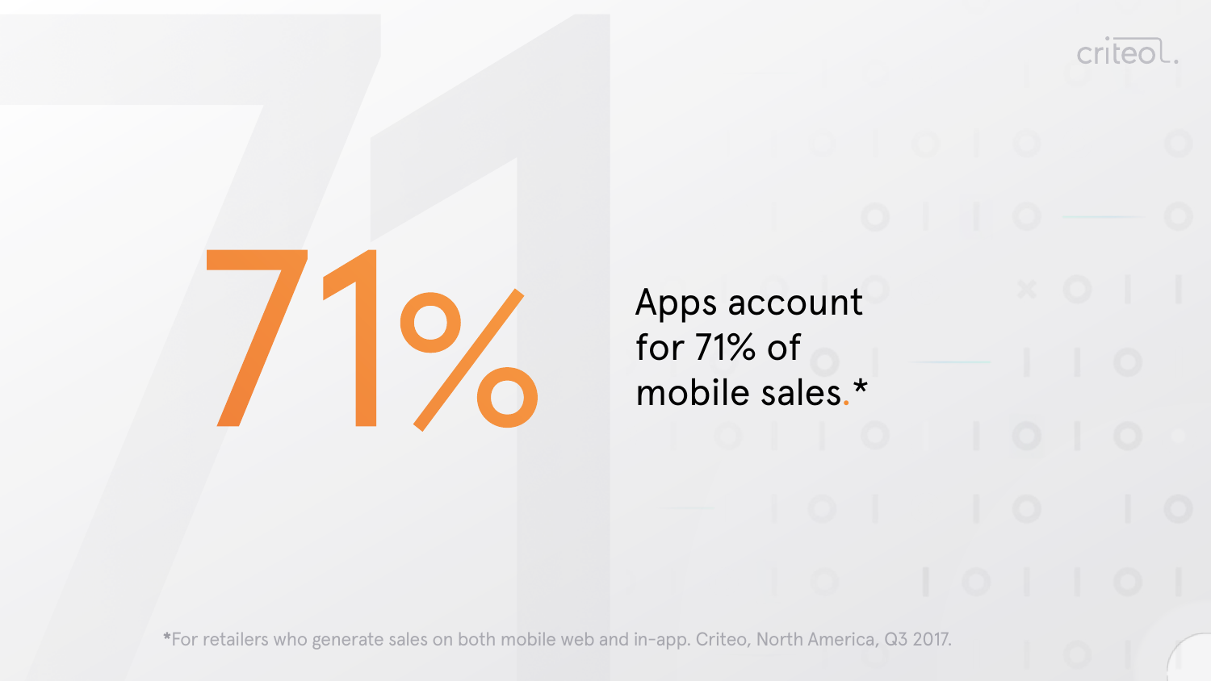# 71%

Apps account for 71% of mobile sales.*

*For retailers who generate sales on both mobile web and in-app. Criteo, North America, Q3 2017.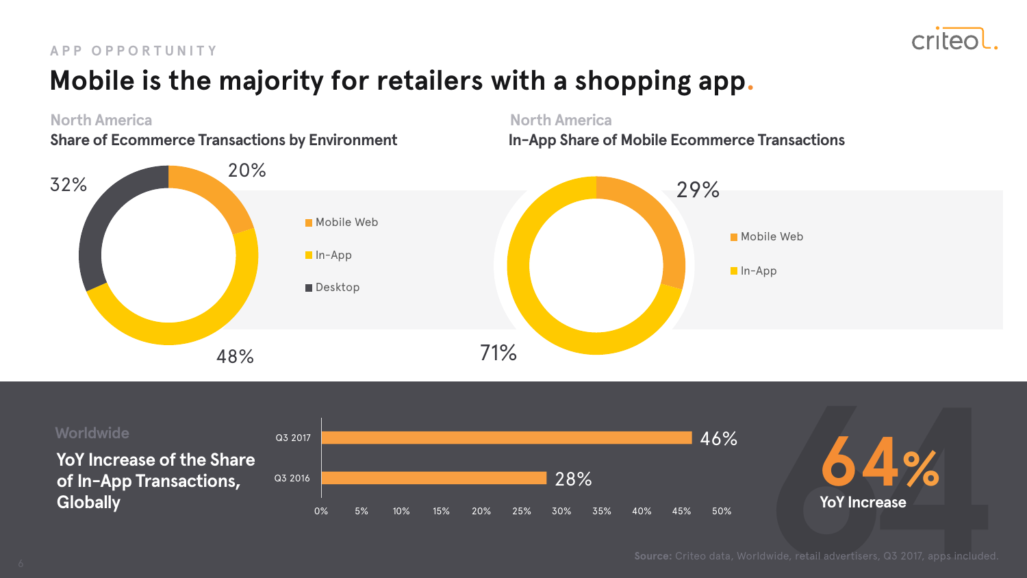APP OPPORTUNITY

# Mobile is the majority for retailers with a shopping app.

## North America
### Share of Ecommerce Transactions by Environment

| Environment | Share |
|---|---|
| Mobile Web | 20% |
| In-App | 48% |
| Desktop | 32% |

## North America
### In-App Share of Mobile Ecommerce Transactions

| Environment | Share |
|---|---|
| Mobile Web | 29% |
| In-App | 71% |

## Worldwide
### YoY Increase of the Share of In-App Transactions, Globally

| Period | Share |
|---|---|
| Q3 2017 | 46% |
| Q3 2016 | 28% |

**64%** YoY Increase

**Source:** Criteo data, Worldwide, retail advertisers, Q3 2017, apps included.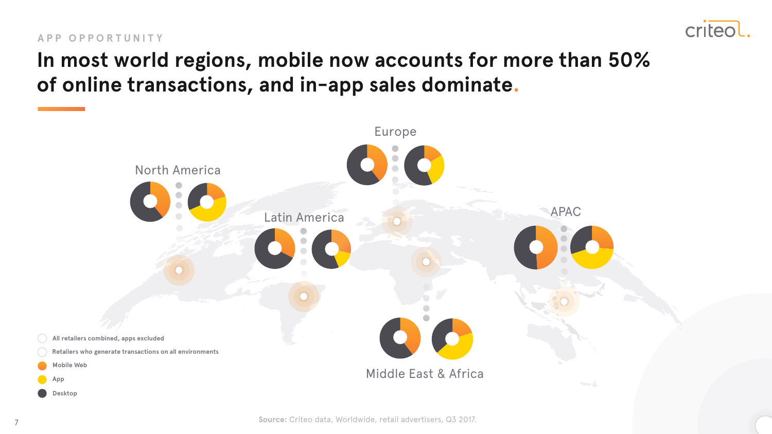APP OPPORTUNITY

# In most world regions, mobile now accounts for more than 50% of online transactions, and in-app sales dominate.

North America

Europe

Latin America

APAC

Middle East & Africa

- All retailers combined, apps excluded
- Retailers who generate transactions on all environments
- Mobile Web
- App
- Desktop

**Source:** Criteo data, Worldwide, retail advertisers, Q3 2017.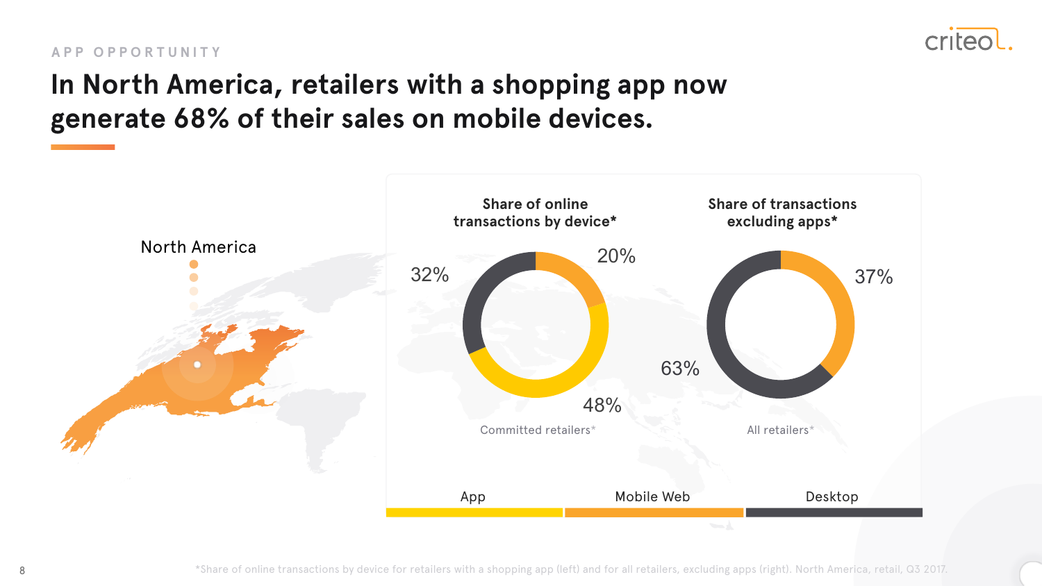APP OPPORTUNITY

# In North America, retailers with a shopping app now generate 68% of their sales on mobile devices.

North America

**Share of online transactions by device***

32%

20%

48%

Committed retailers*

**Share of transactions excluding apps***

37%

63%

All retailers*

App | Mobile Web | Desktop

*Share of online transactions by device for retailers with a shopping app (left) and for all retailers, excluding apps (right). North America, retail, Q3 2017.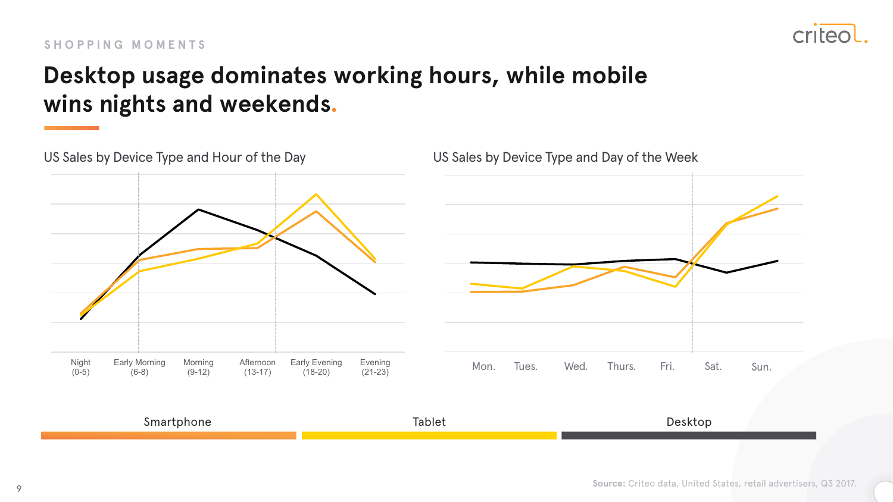SHOPPING MOMENTS

# Desktop usage dominates working hours, while mobile wins nights and weekends.

US Sales by Device Type and Hour of the Day

Night (0-5) | Early Morning (6-8) | Morning (9-12) | Afternoon (13-17) | Early Evening (18-20) | Evening (21-23)

US Sales by Device Type and Day of the Week

Mon. | Tues. | Wed. | Thurs. | Fri. | Sat. | Sun.

Smartphone | Tablet | Desktop

**Source:** Criteo data, United States, retail advertisers, Q3 2017.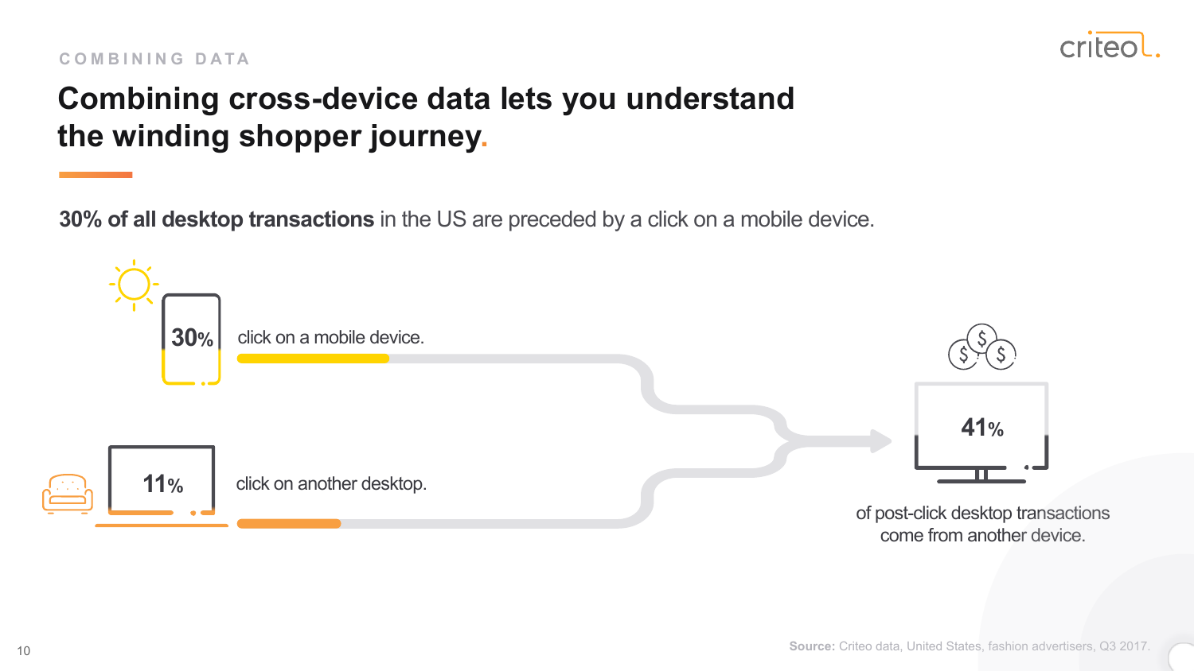COMBINING DATA

# Combining cross-device data lets you understand the winding shopper journey.

**30% of all desktop transactions** in the US are preceded by a click on a mobile device.

30% click on a mobile device.

11% click on another desktop.

41% of post-click desktop transactions come from another device.

**Source:** Criteo data, United States, fashion advertisers, Q3 2017.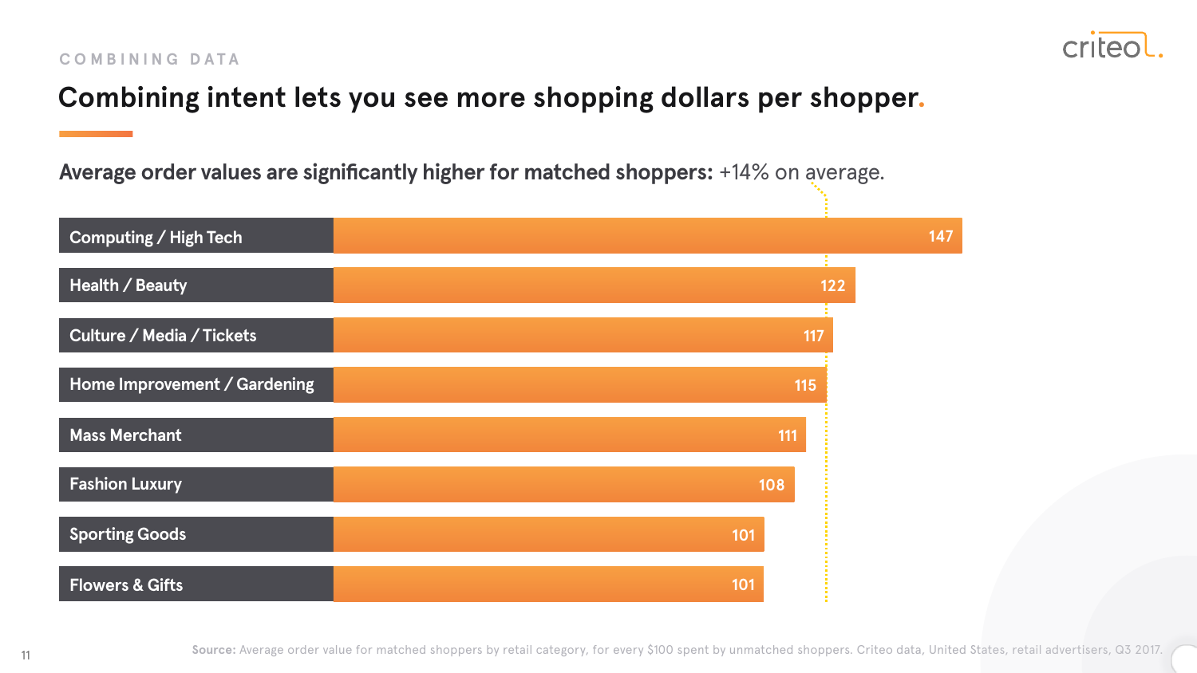COMBINING DATA

# Combining intent lets you see more shopping dollars per shopper.

**Average order values are significantly higher for matched shoppers:** +14% on average.

| Category | Value |
|---|---|
| Computing / High Tech | 147 |
| Health / Beauty | 122 |
| Culture / Media / Tickets | 117 |
| Home Improvement / Gardening | 115 |
| Mass Merchant | 111 |
| Fashion Luxury | 108 |
| Sporting Goods | 101 |
| Flowers & Gifts | 101 |

**Source:** Average order value for matched shoppers by retail category, for every $100 spent by unmatched shoppers. Criteo data, United States, retail advertisers, Q3 2017.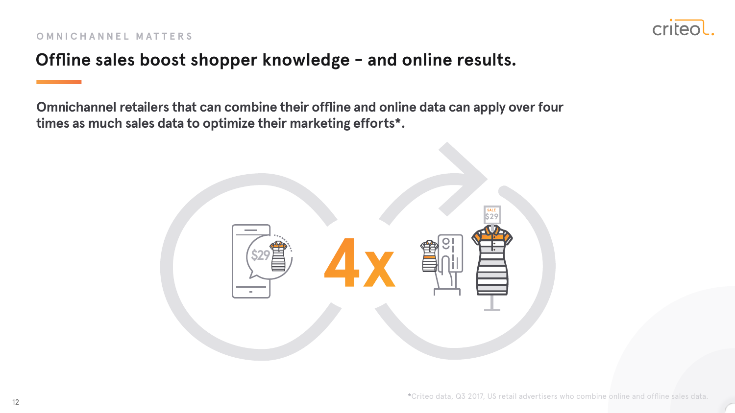OMNICHANNEL MATTERS

# Offline sales boost shopper knowledge – and online results.

**Omnichannel retailers that can combine their offline and online data can apply over four times as much sales data to optimize their marketing efforts*.**

$29

4x

SALE $29

*Criteo data, Q3 2017, US retail advertisers who combine online and offline sales data.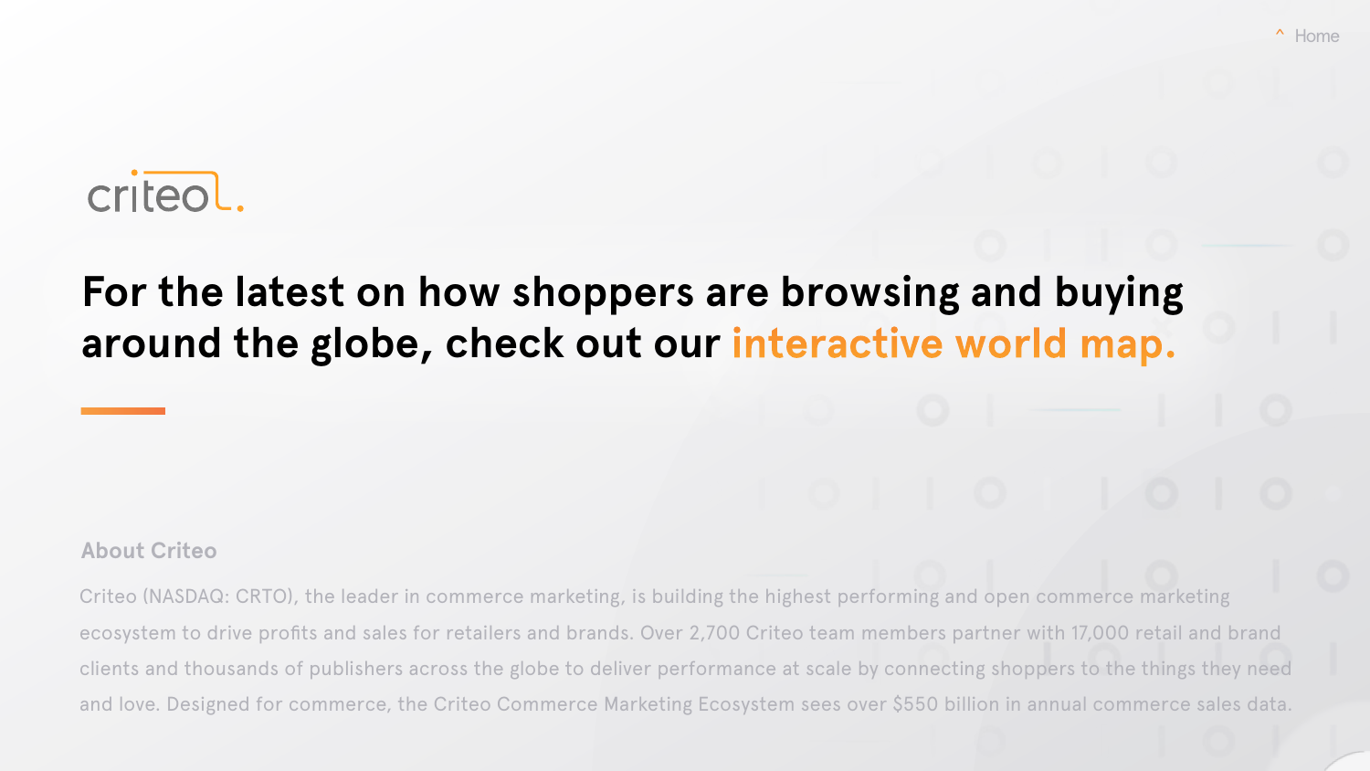^ Home

criteo

# For the latest on how shoppers are browsing and buying around the globe, check out our interactive world map.

## About Criteo

Criteo (NASDAQ: CRTO), the leader in commerce marketing, is building the highest performing and open commerce marketing ecosystem to drive profits and sales for retailers and brands. Over 2,700 Criteo team members partner with 17,000 retail and brand clients and thousands of publishers across the globe to deliver performance at scale by connecting shoppers to the things they need and love. Designed for commerce, the Criteo Commerce Marketing Ecosystem sees over $550 billion in annual commerce sales data.